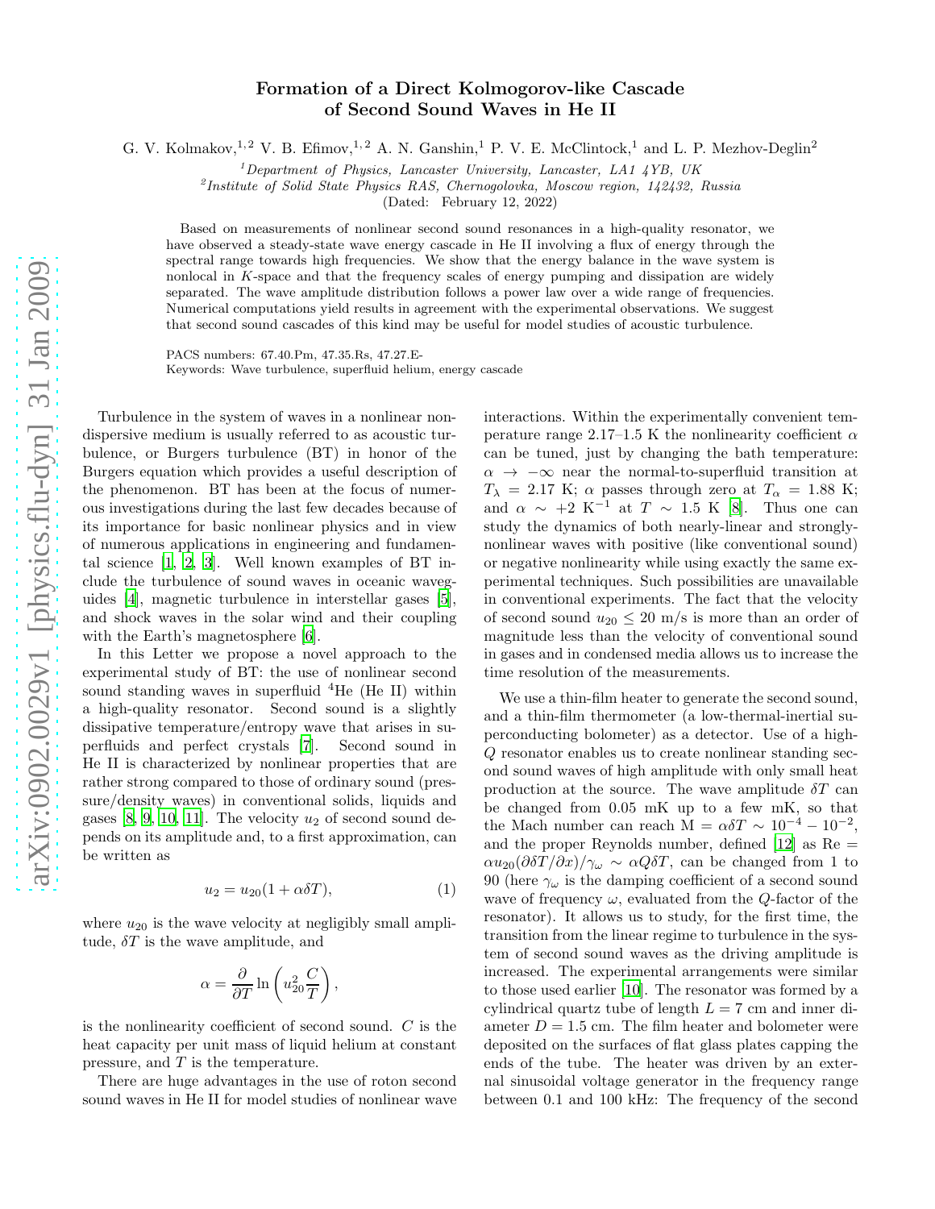# Formation of a Direct Kolmogorov-like Cascade of Second Sound Waves in He II

G. V. Kolmakov,[1,2] V. B. Efimov,[1,2] A. N. Ganshin,[1] P. V. E. McClintock,[1] and L. P. Mezhov-Deglin[2]

[1] *Department of Physics, Lancaster University, Lancaster, LA1 4YB, UK*

[2] *Institute of Solid State Physics RAS, Chernogolovka, Moscow region, 142432, Russia*

(Dated: February 12, 2022)

Based on measurements of nonlinear second sound resonances in a high-quality resonator, we have observed a steady-state wave energy cascade in He II involving a flux of energy through the spectral range towards high frequencies. We show that the energy balance in the wave system is nonlocal in $K$-space and that the frequency scales of energy pumping and dissipation are widely separated. The wave amplitude distribution follows a power law over a wide range of frequencies. Numerical computations yield results in agreement with the experimental observations. We suggest that second sound cascades of this kind may be useful for model studies of acoustic turbulence.

PACS numbers: 67.40.Pm, 47.35.Rs, 47.27.E-

Keywords: Wave turbulence, superfluid helium, energy cascade

Turbulence in the system of waves in a nonlinear nondispersive medium is usually referred to as acoustic turbulence, or Burgers turbulence (BT) in honor of the Burgers equation which provides a useful description of the phenomenon. BT has been at the focus of numerous investigations during the last few decades because of its importance for basic nonlinear physics and in view of numerous applications in engineering and fundamental science [1, 2, 3]. Well known examples of BT include the turbulence of sound waves in oceanic waveguides [4], magnetic turbulence in interstellar gases [5], and shock waves in the solar wind and their coupling with the Earth's magnetosphere [6].

In this Letter we propose a novel approach to the experimental study of BT: the use of nonlinear second sound standing waves in superfluid $^4$He (He II) within a high-quality resonator. Second sound is a slightly dissipative temperature/entropy wave that arises in superfluids and perfect crystals [7]. Second sound in He II is characterized by nonlinear properties that are rather strong compared to those of ordinary sound (pressure/density waves) in conventional solids, liquids and gases [8, 9, 10, 11]. The velocity $u_2$ of second sound depends on its amplitude and, to a first approximation, can be written as

$$u_2 = u_{20}(1 + \alpha\delta T), \qquad (1)$$

where $u_{20}$ is the wave velocity at negligibly small amplitude, $\delta T$ is the wave amplitude, and

$$\alpha = \frac{\partial}{\partial T}\ln\left(u_{20}^2\frac{C}{T}\right),$$

is the nonlinearity coefficient of second sound. $C$ is the heat capacity per unit mass of liquid helium at constant pressure, and $T$ is the temperature.

There are huge advantages in the use of roton second sound waves in He II for model studies of nonlinear wave interactions. Within the experimentally convenient temperature range 2.17–1.5 K the nonlinearity coefficient $\alpha$ can be tuned, just by changing the bath temperature: $\alpha \to -\infty$ near the normal-to-superfluid transition at $T_\lambda$ = 2.17 K; $\alpha$ passes through zero at $T_\alpha$ = 1.88 K; and $\alpha \sim +2$ K$^{-1}$ at $T \sim 1.5$ K [8]. Thus one can study the dynamics of both nearly-linear and strongly-nonlinear waves with positive (like conventional sound) or negative nonlinearity while using exactly the same experimental techniques. Such possibilities are unavailable in conventional experiments. The fact that the velocity of second sound $u_{20} \leq 20$ m/s is more than an order of magnitude less than the velocity of conventional sound in gases and in condensed media allows us to increase the time resolution of the measurements.

We use a thin-film heater to generate the second sound, and a thin-film thermometer (a low-thermal-inertial superconducting bolometer) as a detector. Use of a high-$Q$ resonator enables us to create nonlinear standing second sound waves of high amplitude with only small heat production at the source. The wave amplitude $\delta T$ can be changed from 0.05 mK up to a few mK, so that the Mach number can reach $\mathrm{M} = \alpha\delta T \sim 10^{-4} - 10^{-2}$, and the proper Reynolds number, defined [12] as $\mathrm{Re} = \alpha u_{20}(\partial\delta T/\partial x)/\gamma_\omega \sim \alpha Q\delta T$, can be changed from 1 to 90 (here $\gamma_\omega$ is the damping coefficient of a second sound wave of frequency $\omega$, evaluated from the $Q$-factor of the resonator). It allows us to study, for the first time, the transition from the linear regime to turbulence in the system of second sound waves as the driving amplitude is increased. The experimental arrangements were similar to those used earlier [10]. The resonator was formed by a cylindrical quartz tube of length $L$ = 7 cm and inner diameter $D$ = 1.5 cm. The film heater and bolometer were deposited on the surfaces of flat glass plates capping the ends of the tube. The heater was driven by an external sinusoidal voltage generator in the frequency range between 0.1 and 100 kHz: The frequency of the second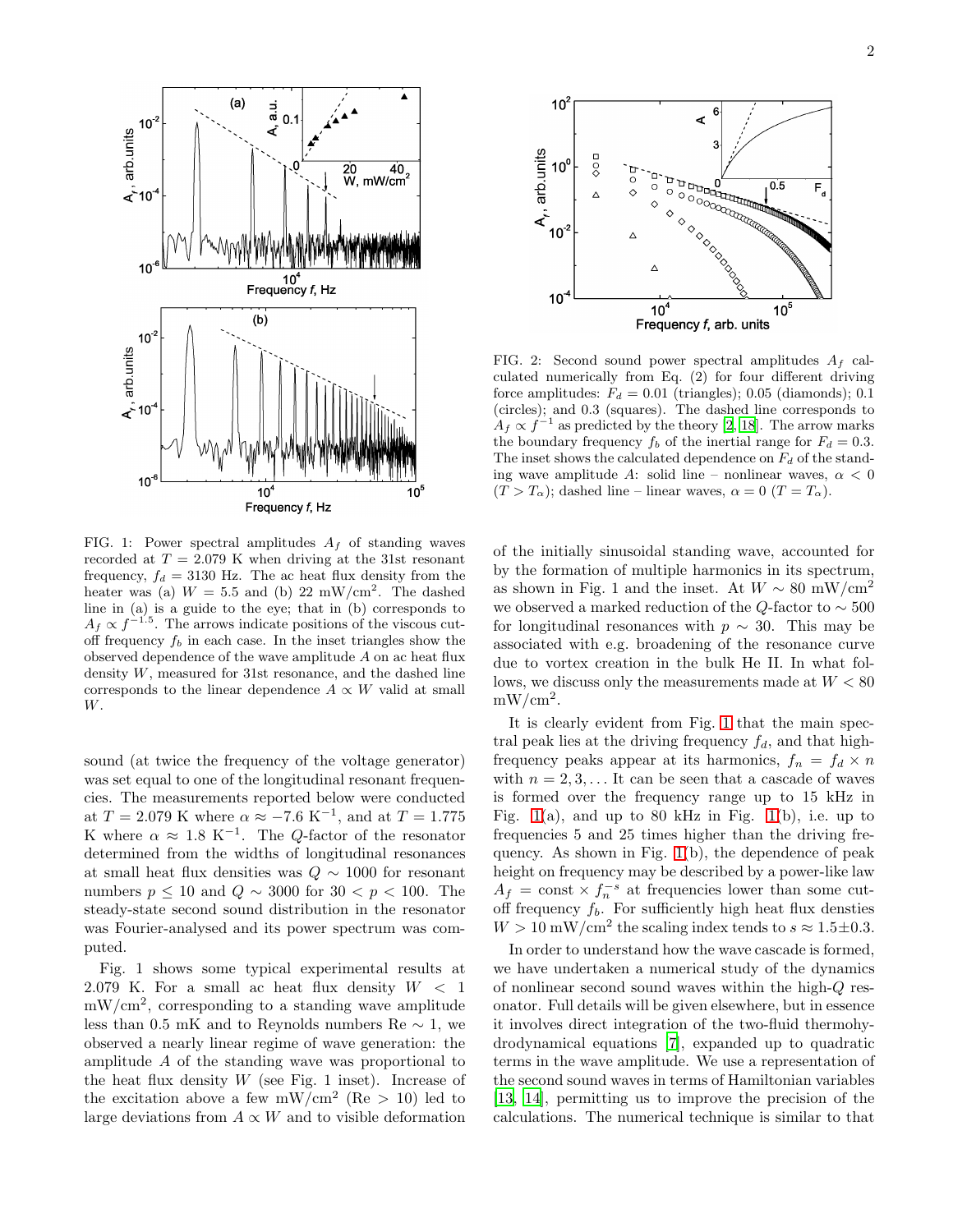FIG. 1: Power spectral amplitudes $A_f$ of standing waves recorded at $T = 2.079$ K when driving at the 31st resonant frequency, $f_d = 3130$ Hz. The ac heat flux density from the heater was (a) $W = 5.5$ and (b) 22 mW/cm$^2$. The dashed line in (a) is a guide to the eye; that in (b) corresponds to $A_f \propto f^{-1.5}$. The arrows indicate positions of the viscous cut-off frequency $f_b$ in each case. In the inset triangles show the observed dependence of the wave amplitude $A$ on ac heat flux density $W$, measured for 31st resonance, and the dashed line corresponds to the linear dependence $A \propto W$ valid at small $W$.

FIG. 2: Second sound power spectral amplitudes $A_f$ calculated numerically from Eq. (2) for four different driving force amplitudes: $F_d = 0.01$ (triangles); 0.05 (diamonds); 0.1 (circles); and 0.3 (squares). The dashed line corresponds to $A_f \propto f^{-1}$ as predicted by the theory [2, 18]. The arrow marks the boundary frequency $f_b$ of the inertial range for $F_d = 0.3$. The inset shows the calculated dependence on $F_d$ of the standing wave amplitude $A$: solid line – nonlinear waves, $\alpha < 0$ ($T > T_\alpha$); dashed line – linear waves, $\alpha = 0$ ($T = T_\alpha$).

sound (at twice the frequency of the voltage generator) was set equal to one of the longitudinal resonant frequencies. The measurements reported below were conducted at $T = 2.079$ K where $\alpha \approx -7.6$ K$^{-1}$, and at $T = 1.775$ K where $\alpha \approx 1.8$ K$^{-1}$. The $Q$-factor of the resonator determined from the widths of longitudinal resonances at small heat flux densities was $Q \sim 1000$ for resonant numbers $p \leq 10$ and $Q \sim 3000$ for $30 < p < 100$. The steady-state second sound distribution in the resonator was Fourier-analysed and its power spectrum was computed.

Fig. 1 shows some typical experimental results at 2.079 K. For a small ac heat flux density $W < 1$ mW/cm$^2$, corresponding to a standing wave amplitude less than 0.5 mK and to Reynolds numbers Re $\sim 1$, we observed a nearly linear regime of wave generation: the amplitude $A$ of the standing wave was proportional to the heat flux density $W$ (see Fig. 1 inset). Increase of the excitation above a few mW/cm$^2$ (Re $> 10$) led to large deviations from $A \propto W$ and to visible deformation of the initially sinusoidal standing wave, accounted for by the formation of multiple harmonics in its spectrum, as shown in Fig. 1 and the inset. At $W \sim 80$ mW/cm$^2$ we observed a marked reduction of the $Q$-factor to $\sim 500$ for longitudinal resonances with $p \sim 30$. This may be associated with e.g. broadening of the resonance curve due to vortex creation in the bulk He II. In what follows, we discuss only the measurements made at $W < 80$ mW/cm$^2$.

It is clearly evident from Fig. 1 that the main spectral peak lies at the driving frequency $f_d$, and that high-frequency peaks appear at its harmonics, $f_n = f_d \times n$ with $n = 2, 3, \ldots$ It can be seen that a cascade of waves is formed over the frequency range up to 15 kHz in Fig. 1(a), and up to 80 kHz in Fig. 1(b), i.e. up to frequencies 5 and 25 times higher than the driving frequency. As shown in Fig. 1(b), the dependence of peak height on frequency may be described by a power-like law $A_f = \text{const} \times f_n^{-s}$ at frequencies lower than some cut-off frequency $f_b$. For sufficiently high heat flux densties $W > 10$ mW/cm$^2$ the scaling index tends to $s \approx 1.5 \pm 0.3$.

In order to understand how the wave cascade is formed, we have undertaken a numerical study of the dynamics of nonlinear second sound waves within the high-$Q$ resonator. Full details will be given elsewhere, but in essence it involves direct integration of the two-fluid thermohydrodynamical equations [7], expanded up to quadratic terms in the wave amplitude. We use a representation of the second sound waves in terms of Hamiltonian variables [13, 14], permitting us to improve the precision of the calculations. The numerical technique is similar to that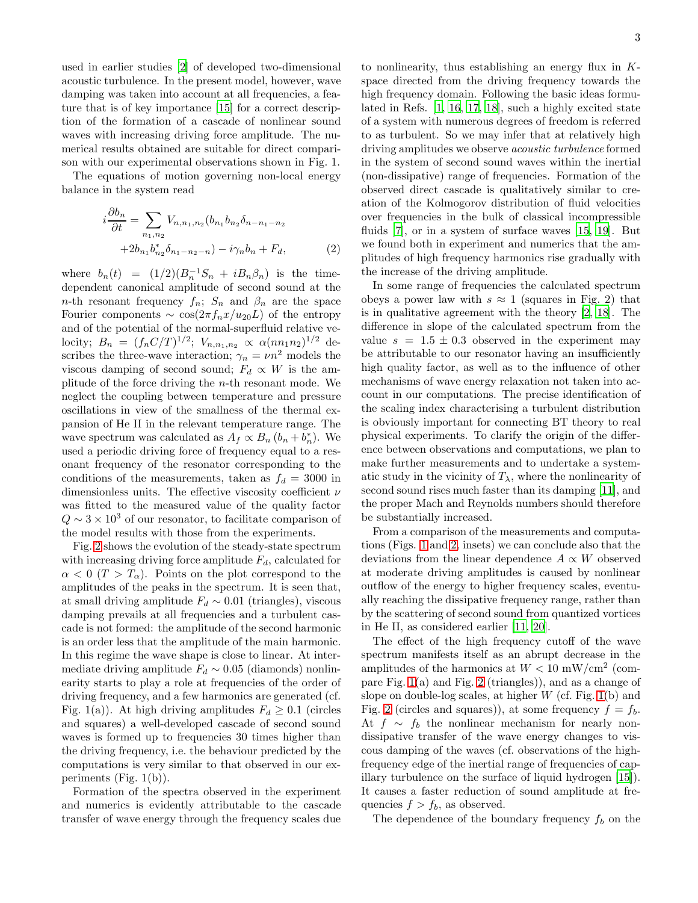used in earlier studies [2] of developed two-dimensional acoustic turbulence. In the present model, however, wave damping was taken into account at all frequencies, a feature that is of key importance [15] for a correct description of the formation of a cascade of nonlinear sound waves with increasing driving force amplitude. The numerical results obtained are suitable for direct comparison with our experimental observations shown in Fig. 1.

The equations of motion governing non-local energy balance in the system read

$$i\frac{\partial b_n}{\partial t} = \sum_{n_1,n_2} V_{n,n_1,n_2}(b_{n_1}b_{n_2}\delta_{n-n_1-n_2} + 2b_{n_1}b^*_{n_2}\delta_{n_1-n_2-n}) - i\gamma_n b_n + F_d, \qquad (2)$$

where $b_n(t) = (1/2)(B_n^{-1}S_n + iB_n\beta_n)$ is the time-dependent canonical amplitude of second sound at the $n$-th resonant frequency $f_n$; $S_n$ and $\beta_n$ are the space Fourier components $\sim \cos(2\pi f_n x/u_{20}L)$ of the entropy and of the potential of the normal-superfluid relative velocity; $B_n = (f_n C/T)^{1/2}$; $V_{n,n_1,n_2} \propto \alpha(nn_1n_2)^{1/2}$ describes the three-wave interaction; $\gamma_n = \nu n^2$ models the viscous damping of second sound; $F_d \propto W$ is the amplitude of the force driving the $n$-th resonant mode. We neglect the coupling between temperature and pressure oscillations in view of the smallness of the thermal expansion of He II in the relevant temperature range. The wave spectrum was calculated as $A_f \propto B_n\,(b_n + b^*_n)$. We used a periodic driving force of frequency equal to a resonant frequency of the resonator corresponding to the conditions of the measurements, taken as $f_d = 3000$ in dimensionless units. The effective viscosity coefficient $\nu$ was fitted to the measured value of the quality factor $Q \sim 3 \times 10^3$ of our resonator, to facilitate comparison of the model results with those from the experiments.

Fig. 2 shows the evolution of the steady-state spectrum with increasing driving force amplitude $F_d$, calculated for $\alpha < 0$ ($T > T_\alpha$). Points on the plot correspond to the amplitudes of the peaks in the spectrum. It is seen that, at small driving amplitude $F_d \sim 0.01$ (triangles), viscous damping prevails at all frequencies and a turbulent cascade is not formed: the amplitude of the second harmonic is an order less that the amplitude of the main harmonic. In this regime the wave shape is close to linear. At intermediate driving amplitude $F_d \sim 0.05$ (diamonds) nonlinearity starts to play a role at frequencies of the order of driving frequency, and a few harmonics are generated (cf. Fig. 1(a)). At high driving amplitudes $F_d \geq 0.1$ (circles and squares) a well-developed cascade of second sound waves is formed up to frequencies 30 times higher than the driving frequency, i.e. the behaviour predicted by the computations is very similar to that observed in our experiments (Fig. 1(b)).

Formation of the spectra observed in the experiment and numerics is evidently attributable to the cascade transfer of wave energy through the frequency scales due to nonlinearity, thus establishing an energy flux in $K$-space directed from the driving frequency towards the high frequency domain. Following the basic ideas formulated in Refs. [1, 16, 17, 18], such a highly excited state of a system with numerous degrees of freedom is referred to as turbulent. So we may infer that at relatively high driving amplitudes we observe *acoustic turbulence* formed in the system of second sound waves within the inertial (non-dissipative) range of frequencies. Formation of the observed direct cascade is qualitatively similar to creation of the Kolmogorov distribution of fluid velocities over frequencies in the bulk of classical incompressible fluids [7], or in a system of surface waves [15, 19]. But we found both in experiment and numerics that the amplitudes of high frequency harmonics rise gradually with the increase of the driving amplitude.

In some range of frequencies the calculated spectrum obeys a power law with $s \approx 1$ (squares in Fig. 2) that is in qualitative agreement with the theory [2, 18]. The difference in slope of the calculated spectrum from the value $s = 1.5 \pm 0.3$ observed in the experiment may be attributable to our resonator having an insufficiently high quality factor, as well as to the influence of other mechanisms of wave energy relaxation not taken into account in our computations. The precise identification of the scaling index characterising a turbulent distribution is obviously important for connecting BT theory to real physical experiments. To clarify the origin of the difference between observations and computations, we plan to make further measurements and to undertake a systematic study in the vicinity of $T_\lambda$, where the nonlinearity of second sound rises much faster than its damping [11], and the proper Mach and Reynolds numbers should therefore be substantially increased.

From a comparison of the measurements and computations (Figs. 1 and 2, insets) we can conclude also that the deviations from the linear dependence $A \propto W$ observed at moderate driving amplitudes is caused by nonlinear outflow of the energy to higher frequency scales, eventually reaching the dissipative frequency range, rather than by the scattering of second sound from quantized vortices in He II, as considered earlier [11, 20].

The effect of the high frequency cutoff of the wave spectrum manifests itself as an abrupt decrease in the amplitudes of the harmonics at $W < 10$ mW/cm$^2$ (compare Fig. 1(a) and Fig. 2 (triangles)), and as a change of slope on double-log scales, at higher $W$ (cf. Fig. 1(b) and Fig. 2 (circles and squares)), at some frequency $f = f_b$. At $f \sim f_b$ the nonlinear mechanism for nearly non-dissipative transfer of the wave energy changes to viscous damping of the waves (cf. observations of the high-frequency edge of the inertial range of frequencies of capillary turbulence on the surface of liquid hydrogen [15]). It causes a faster reduction of sound amplitude at frequencies $f > f_b$, as observed.

The dependence of the boundary frequency $f_b$ on the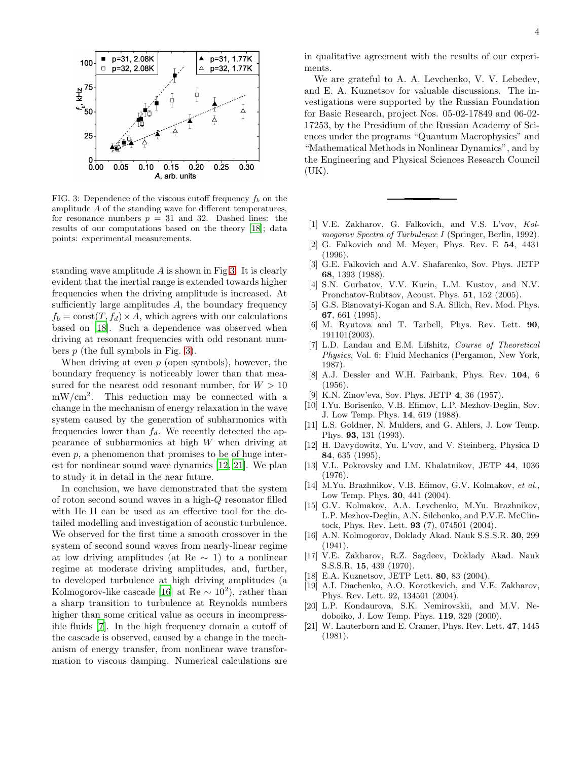■ p=31, 2.08K
□ p=32, 2.08K
▲ p=31, 1.77K
△ p=32, 1.77K

$f_b$, kHz

100
75
50
25
0

0.00 0.05 0.10 0.15 0.20 0.25 0.30

$A$, arb. units

FIG. 3: Dependence of the viscous cutoff frequency $f_b$ on the amplitude $A$ of the standing wave for different temperatures, for resonance numbers $p = 31$ and 32. Dashed lines: the results of our computations based on the theory [18]; data points: experimental measurements.

standing wave amplitude $A$ is shown in Fig 3. It is clearly evident that the inertial range is extended towards higher frequencies when the driving amplitude is increased. At sufficiently large amplitudes $A$, the boundary frequency $f_b = \text{const}(T, f_d) \times A$, which agrees with our calculations based on [18]. Such a dependence was observed when driving at resonant frequencies with odd resonant numbers $p$ (the full symbols in Fig. 3).

When driving at even $p$ (open symbols), however, the boundary frequency is noticeably lower than that measured for the nearest odd resonant number, for $W > 10$ mW/cm$^2$. This reduction may be connected with a change in the mechanism of energy relaxation in the wave system caused by the generation of subharmonics with frequencies lower than $f_d$. We recently detected the appearance of subharmonics at high $W$ when driving at even $p$, a phenomenon that promises to be of huge interest for nonlinear sound wave dynamics [12, 21]. We plan to study it in detail in the near future.

In conclusion, we have demonstrated that the system of roton second sound waves in a high-$Q$ resonator filled with He II can be used as an effective tool for the detailed modelling and investigation of acoustic turbulence. We observed for the first time a smooth crossover in the system of second sound waves from nearly-linear regime at low driving amplitudes (at Re $\sim 1$) to a nonlinear regime at moderate driving amplitudes, and, further, to developed turbulence at high driving amplitudes (a Kolmogorov-like cascade [16] at Re $\sim 10^2$), rather than a sharp transition to turbulence at Reynolds numbers higher than some critical value as occurs in incompressible fluids [7]. In the high frequency domain a cutoff of the cascade is observed, caused by a change in the mechanism of energy transfer, from nonlinear wave transformation to viscous damping. Numerical calculations are in qualitative agreement with the results of our experiments.

We are grateful to A. A. Levchenko, V. V. Lebedev, and E. A. Kuznetsov for valuable discussions. The investigations were supported by the Russian Foundation for Basic Research, project Nos. 05-02-17849 and 06-02-17253, by the Presidium of the Russian Academy of Sciences under the programs "Quantum Macrophysics" and "Mathematical Methods in Nonlinear Dynamics", and by the Engineering and Physical Sciences Research Council (UK).

---

[1] V.E. Zakharov, G. Falkovich, and V.S. L'vov, *Kolmogorov Spectra of Turbulence I* (Springer, Berlin, 1992).
[2] G. Falkovich and M. Meyer, Phys. Rev. E **54**, 4431 (1996).
[3] G.E. Falkovich and A.V. Shafarenko, Sov. Phys. JETP **68**, 1393 (1988).
[4] S.N. Gurbatov, V.V. Kurin, L.M. Kustov, and N.V. Pronchatov-Rubtsov, Acoust. Phys. **51**, 152 (2005).
[5] G.S. Bisnovatyi-Kogan and S.A. Silich, Rev. Mod. Phys. **67**, 661 (1995).
[6] M. Ryutova and T. Tarbell, Phys. Rev. Lett. **90**, 191101(2003).
[7] L.D. Landau and E.M. Lifshitz, *Course of Theoretical Physics*, Vol. 6: Fluid Mechanics (Pergamon, New York, 1987).
[8] A.J. Dessler and W.H. Fairbank, Phys. Rev. **104**, 6 (1956).
[9] K.N. Zinov'eva, Sov. Phys. JETP **4**, 36 (1957).
[10] I.Yu. Borisenko, V.B. Efimov, L.P. Mezhov-Deglin, Sov. J. Low Temp. Phys. **14**, 619 (1988).
[11] L.S. Goldner, N. Mulders, and G. Ahlers, J. Low Temp. Phys. **93**, 131 (1993).
[12] H. Davydowitz, Yu. L'vov, and V. Steinberg, Physica D **84**, 635 (1995),
[13] V.L. Pokrovsky and I.M. Khalatnikov, JETP **44**, 1036 (1976).
[14] M.Yu. Brazhnikov, V.B. Efimov, G.V. Kolmakov, *et al.*, Low Temp. Phys. **30**, 441 (2004).
[15] G.V. Kolmakov, A.A. Levchenko, M.Yu. Brazhnikov, L.P. Mezhov-Deglin, A.N. Silchenko, and P.V.E. McClintock, Phys. Rev. Lett. **93** (7), 074501 (2004).
[16] A.N. Kolmogorov, Doklady Akad. Nauk S.S.S.R. **30**, 299 (1941).
[17] V.E. Zakharov, R.Z. Sagdeev, Doklady Akad. Nauk S.S.S.R. **15**, 439 (1970).
[18] E.A. Kuznetsov, JETP Lett. **80**, 83 (2004).
[19] A.I. Diachenko, A.O. Korotkevich, and V.E. Zakharov, Phys. Rev. Lett. 92, 134501 (2004).
[20] L.P. Kondaurova, S.K. Nemirovskii, and M.V. Nedoboiko, J. Low Temp. Phys. **119**, 329 (2000).
[21] W. Lauterborn and E. Cramer, Phys. Rev. Lett. **47**, 1445 (1981).